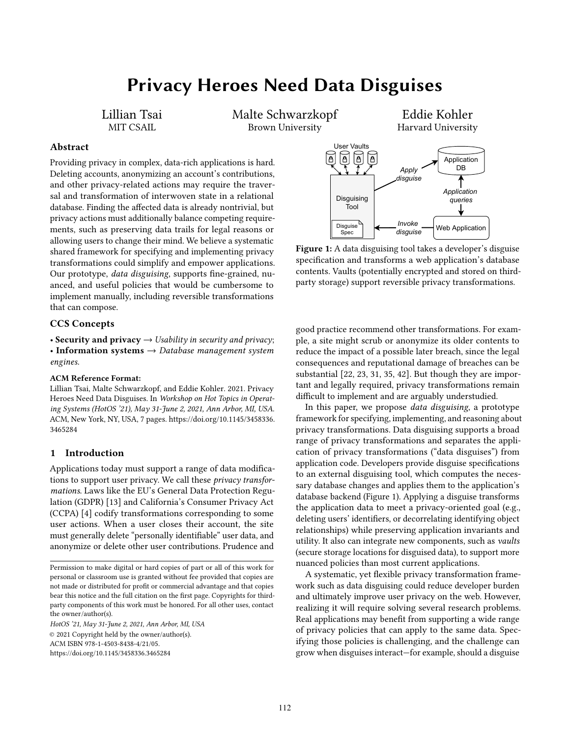# Privacy Heroes Need Data Disguises

Lillian Tsai
MIT CSAIL

Malte Schwarzkopf
Brown University

Eddie Kohler
Harvard University

## Abstract

Providing privacy in complex, data-rich applications is hard. Deleting accounts, anonymizing an account's contributions, and other privacy-related actions may require the traversal and transformation of interwoven state in a relational database. Finding the affected data is already nontrivial, but privacy actions must additionally balance competing requirements, such as preserving data trails for legal reasons or allowing users to change their mind. We believe a systematic shared framework for specifying and implementing privacy transformations could simplify and empower applications. Our prototype, *data disguising*, supports fine-grained, nuanced, and useful policies that would be cumbersome to implement manually, including reversible transformations that can compose.

## CCS Concepts

• **Security and privacy** → *Usability in security and privacy*;
• **Information systems** → *Database management system engines*.

#### ACM Reference Format:

Lillian Tsai, Malte Schwarzkopf, and Eddie Kohler. 2021. Privacy Heroes Need Data Disguises. In *Workshop on Hot Topics in Operating Systems (HotOS '21), May 31-June 2, 2021, Ann Arbor, MI, USA.* ACM, New York, NY, USA, 7 pages. https://doi.org/10.1145/3458336.3465284

**Figure 1:** A data disguising tool takes a developer's disguise specification and transforms a web application's database contents. Vaults (potentially encrypted and stored on third-party storage) support reversible privacy transformations.

## 1 Introduction

Applications today must support a range of data modifications to support user privacy. We call these *privacy transformations*. Laws like the EU's General Data Protection Regulation (GDPR) [13] and California's Consumer Privacy Act (CCPA) [4] codify transformations corresponding to some user actions. When a user closes their account, the site must generally delete "personally identifiable" user data, and anonymize or delete other user contributions. Prudence and good practice recommend other transformations. For example, a site might scrub or anonymize its older contents to reduce the impact of a possible later breach, since the legal consequences and reputational damage of breaches can be substantial [22, 23, 31, 35, 42]. But though they are important and legally required, privacy transformations remain difficult to implement and are arguably understudied.

In this paper, we propose *data disguising*, a prototype framework for specifying, implementing, and reasoning about privacy transformations. Data disguising supports a broad range of privacy transformations and separates the application of privacy transformations ("data disguises") from application code. Developers provide disguise specifications to an external disguising tool, which computes the necessary database changes and applies them to the application's database backend (Figure 1). Applying a disguise transforms the application data to meet a privacy-oriented goal (e.g., deleting users' identifiers, or decorrelating identifying object relationships) while preserving application invariants and utility. It also can integrate new components, such as *vaults* (secure storage locations for disguised data), to support more nuanced policies than most current applications.

A systematic, yet flexible privacy transformation framework such as data disguising could reduce developer burden and ultimately improve user privacy on the web. However, realizing it will require solving several research problems. Real applications may benefit from supporting a wide range of privacy policies that can apply to the same data. Specifying those policies is challenging, and the challenge can grow when disguises interact—for example, should a disguise

Permission to make digital or hard copies of part or all of this work for personal or classroom use is granted without fee provided that copies are not made or distributed for profit or commercial advantage and that copies bear this notice and the full citation on the first page. Copyrights for third-party components of this work must be honored. For all other uses, contact the owner/author(s).

*HotOS '21, May 31-June 2, 2021, Ann Arbor, MI, USA*
© 2021 Copyright held by the owner/author(s).
ACM ISBN 978-1-4503-8438-4/21/05.
https://doi.org/10.1145/3458336.3465284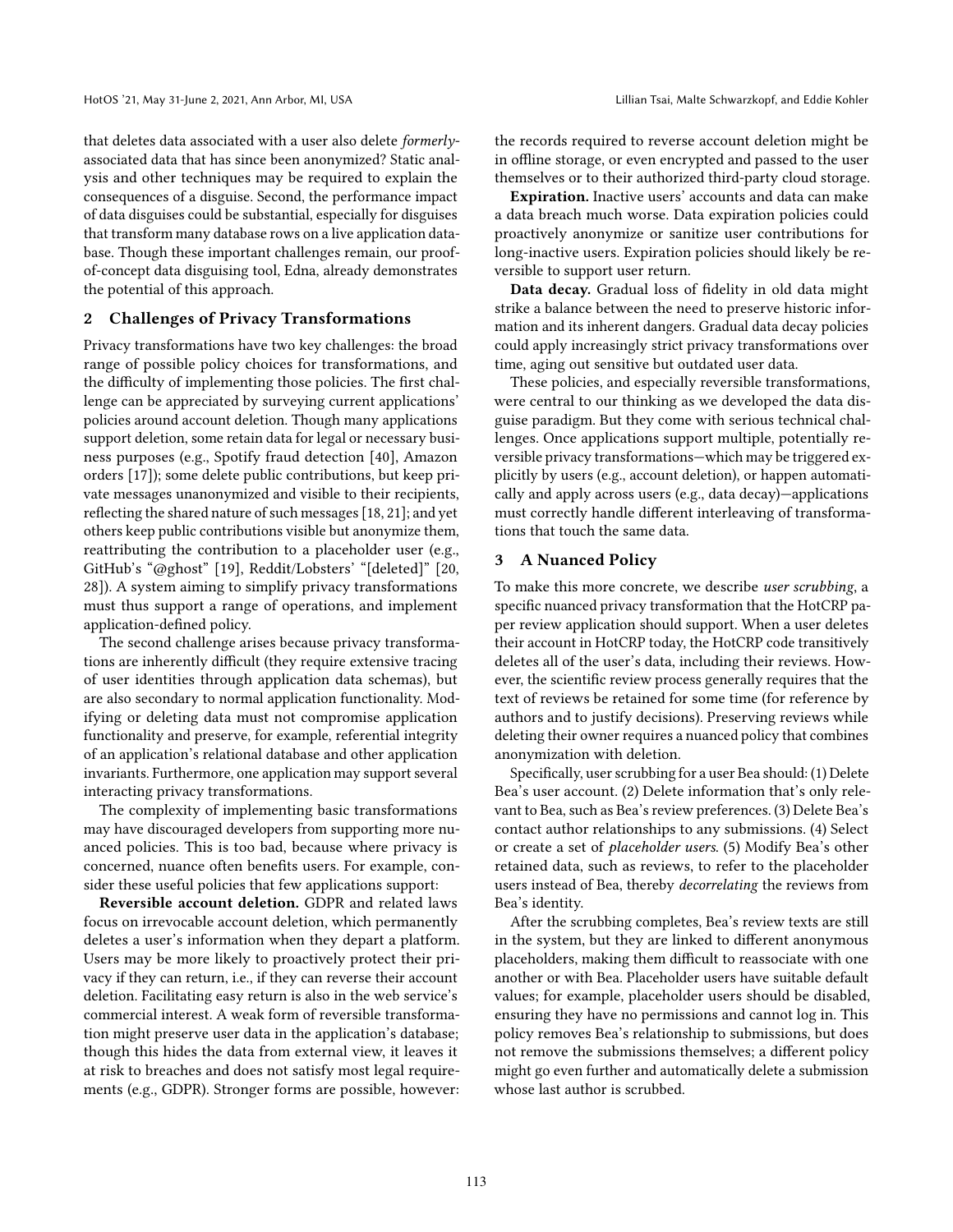that deletes data associated with a user also delete *formerly*-associated data that has since been anonymized? Static analysis and other techniques may be required to explain the consequences of a disguise. Second, the performance impact of data disguises could be substantial, especially for disguises that transform many database rows on a live application database. Though these important challenges remain, our proof-of-concept data disguising tool, Edna, already demonstrates the potential of this approach.

## 2 Challenges of Privacy Transformations

Privacy transformations have two key challenges: the broad range of possible policy choices for transformations, and the difficulty of implementing those policies. The first challenge can be appreciated by surveying current applications' policies around account deletion. Though many applications support deletion, some retain data for legal or necessary business purposes (e.g., Spotify fraud detection [40], Amazon orders [17]); some delete public contributions, but keep private messages unanonymized and visible to their recipients, reflecting the shared nature of such messages [18, 21]; and yet others keep public contributions visible but anonymize them, reattributing the contribution to a placeholder user (e.g., GitHub's "@ghost" [19], Reddit/Lobsters' "[deleted]" [20, 28]). A system aiming to simplify privacy transformations must thus support a range of operations, and implement application-defined policy.

The second challenge arises because privacy transformations are inherently difficult (they require extensive tracing of user identities through application data schemas), but are also secondary to normal application functionality. Modifying or deleting data must not compromise application functionality and preserve, for example, referential integrity of an application's relational database and other application invariants. Furthermore, one application may support several interacting privacy transformations.

The complexity of implementing basic transformations may have discouraged developers from supporting more nuanced policies. This is too bad, because where privacy is concerned, nuance often benefits users. For example, consider these useful policies that few applications support:

**Reversible account deletion.** GDPR and related laws focus on irrevocable account deletion, which permanently deletes a user's information when they depart a platform. Users may be more likely to proactively protect their privacy if they can return, i.e., if they can reverse their account deletion. Facilitating easy return is also in the web service's commercial interest. A weak form of reversible transformation might preserve user data in the application's database; though this hides the data from external view, it leaves it at risk to breaches and does not satisfy most legal requirements (e.g., GDPR). Stronger forms are possible, however: the records required to reverse account deletion might be in offline storage, or even encrypted and passed to the user themselves or to their authorized third-party cloud storage.

**Expiration.** Inactive users' accounts and data can make a data breach much worse. Data expiration policies could proactively anonymize or sanitize user contributions for long-inactive users. Expiration policies should likely be reversible to support user return.

**Data decay.** Gradual loss of fidelity in old data might strike a balance between the need to preserve historic information and its inherent dangers. Gradual data decay policies could apply increasingly strict privacy transformations over time, aging out sensitive but outdated user data.

These policies, and especially reversible transformations, were central to our thinking as we developed the data disguise paradigm. But they come with serious technical challenges. Once applications support multiple, potentially reversible privacy transformations—which may be triggered explicitly by users (e.g., account deletion), or happen automatically and apply across users (e.g., data decay)—applications must correctly handle different interleaving of transformations that touch the same data.

## 3 A Nuanced Policy

To make this more concrete, we describe *user scrubbing*, a specific nuanced privacy transformation that the HotCRP paper review application should support. When a user deletes their account in HotCRP today, the HotCRP code transitively deletes all of the user's data, including their reviews. However, the scientific review process generally requires that the text of reviews be retained for some time (for reference by authors and to justify decisions). Preserving reviews while deleting their owner requires a nuanced policy that combines anonymization with deletion.

Specifically, user scrubbing for a user Bea should: (1) Delete Bea's user account. (2) Delete information that's only relevant to Bea, such as Bea's review preferences. (3) Delete Bea's contact author relationships to any submissions. (4) Select or create a set of *placeholder users*. (5) Modify Bea's other retained data, such as reviews, to refer to the placeholder users instead of Bea, thereby *decorrelating* the reviews from Bea's identity.

After the scrubbing completes, Bea's review texts are still in the system, but they are linked to different anonymous placeholders, making them difficult to reassociate with one another or with Bea. Placeholder users have suitable default values; for example, placeholder users should be disabled, ensuring they have no permissions and cannot log in. This policy removes Bea's relationship to submissions, but does not remove the submissions themselves; a different policy might go even further and automatically delete a submission whose last author is scrubbed.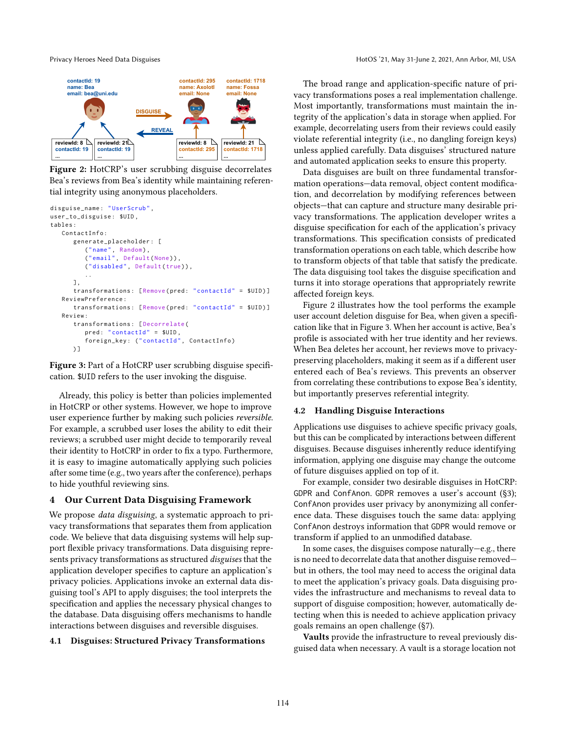contactId: 19
name: Bea
email: bea@uni.edu

DISGUISE

REVEAL

contactId: 295
name: Axolotl
email: None

contactId: 1718
name: Fossa
email: None

reviewId: 8
contactId: 19
...

reviewId: 21
contactId: 19
...

reviewId: 8
contactId: 295
...

reviewId: 21
contactId: 1718
...

**Figure 2:** HotCRP's user scrubbing disguise decorrelates Bea's reviews from Bea's identity while maintaining referential integrity using anonymous placeholders.

```
disguise_name: "UserScrub",
user_to_disguise: $UID,
tables:
  ContactInfo:
    generate_placeholder: [
      ("name", Random),
      ("email", Default(None)),
      ("disabled", Default(true)),
      ..
    ],
    transformations: [Remove(pred: "contactId" = $UID)]
  ReviewPreference:
    transformations: [Remove(pred: "contactId" = $UID)]
  Review:
    transformations: [Decorrelate(
      pred: "contactId" = $UID,
      foreign_key: ("contactId", ContactInfo)
    )]
```

**Figure 3:** Part of a HotCRP user scrubbing disguise specification. $UID refers to the user invoking the disguise.

Already, this policy is better than policies implemented in HotCRP or other systems. However, we hope to improve user experience further by making such policies *reversible*. For example, a scrubbed user loses the ability to edit their reviews; a scrubbed user might decide to temporarily reveal their identity to HotCRP in order to fix a typo. Furthermore, it is easy to imagine automatically applying such policies after some time (e.g., two years after the conference), perhaps to hide youthful reviewing sins.

## 4 Our Current Data Disguising Framework

We propose *data disguising*, a systematic approach to privacy transformations that separates them from application code. We believe that data disguising systems will help support flexible privacy transformations. Data disguising represents privacy transformations as structured *disguises* that the application developer specifies to capture an application's privacy policies. Applications invoke an external data disguising tool's API to apply disguises; the tool interprets the specification and applies the necessary physical changes to the database. Data disguising offers mechanisms to handle interactions between disguises and reversible disguises.

### 4.1 Disguises: Structured Privacy Transformations

The broad range and application-specific nature of privacy transformations poses a real implementation challenge. Most importantly, transformations must maintain the integrity of the application's data in storage when applied. For example, decorrelating users from their reviews could easily violate referential integrity (i.e., no dangling foreign keys) unless applied carefully. Data disguises' structured nature and automated application seeks to ensure this property.

Data disguises are built on three fundamental transformation operations—data removal, object content modification, and decorrelation by modifying references between objects—that can capture and structure many desirable privacy transformations. The application developer writes a disguise specification for each of the application's privacy transformations. This specification consists of predicated transformation operations on each table, which describe how to transform objects of that table that satisfy the predicate. The data disguising tool takes the disguise specification and turns it into storage operations that appropriately rewrite affected foreign keys.

Figure 2 illustrates how the tool performs the example user account deletion disguise for Bea, when given a specification like that in Figure 3. When her account is active, Bea's profile is associated with her true identity and her reviews. When Bea deletes her account, her reviews move to privacy-preserving placeholders, making it seem as if a different user entered each of Bea's reviews. This prevents an observer from correlating these contributions to expose Bea's identity, but importantly preserves referential integrity.

### 4.2 Handling Disguise Interactions

Applications use disguises to achieve specific privacy goals, but this can be complicated by interactions between different disguises. Because disguises inherently reduce identifying information, applying one disguise may change the outcome of future disguises applied on top of it.

For example, consider two desirable disguises in HotCRP: GDPR and ConfAnon. GDPR removes a user's account (§3); ConfAnon provides user privacy by anonymizing all conference data. These disguises touch the same data: applying ConfAnon destroys information that GDPR would remove or transform if applied to an unmodified database.

In some cases, the disguises compose naturally—e.g., there is no need to decorrelate data that another disguise removed—but in others, the tool may need to access the original data to meet the application's privacy goals. Data disguising provides the infrastructure and mechanisms to reveal data to support of disguise composition; however, automatically detecting when this is needed to achieve application privacy goals remains an open challenge (§7).

**Vaults** provide the infrastructure to reveal previously disguised data when necessary. A vault is a storage location not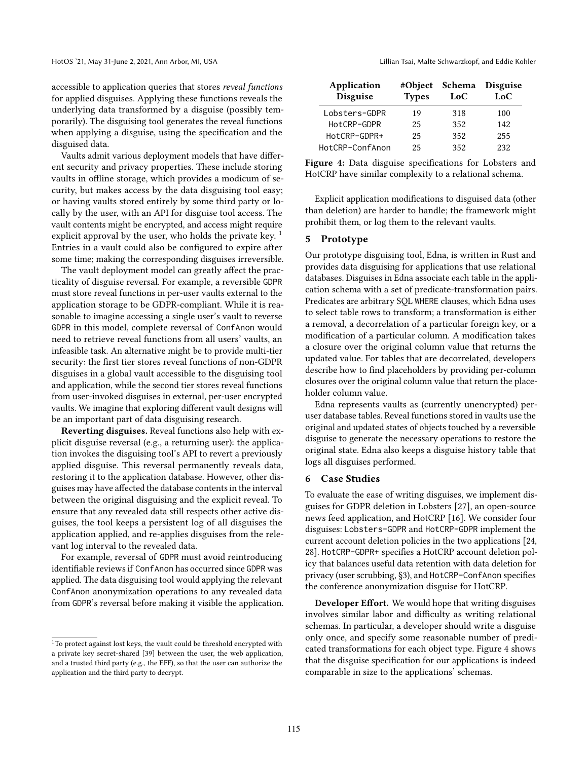accessible to application queries that stores *reveal functions* for applied disguises. Applying these functions reveals the underlying data transformed by a disguise (possibly temporarily). The disguising tool generates the reveal functions when applying a disguise, using the specification and the disguised data.

Vaults admit various deployment models that have different security and privacy properties. These include storing vaults in offline storage, which provides a modicum of security, but makes access by the data disguising tool easy; or having vaults stored entirely by some third party or locally by the user, with an API for disguise tool access. The vault contents might be encrypted, and access might require explicit approval by the user, who holds the private key. [1] Entries in a vault could also be configured to expire after some time; making the corresponding disguises irreversible.

The vault deployment model can greatly affect the practicality of disguise reversal. For example, a reversible GDPR must store reveal functions in per-user vaults external to the application storage to be GDPR-compliant. While it is reasonable to imagine accessing a single user's vault to reverse GDPR in this model, complete reversal of ConfAnon would need to retrieve reveal functions from all users' vaults, an infeasible task. An alternative might be to provide multi-tier security: the first tier stores reveal functions of non-GDPR disguises in a global vault accessible to the disguising tool and application, while the second tier stores reveal functions from user-invoked disguises in external, per-user encrypted vaults. We imagine that exploring different vault designs will be an important part of data disguising research.

**Reverting disguises.** Reveal functions also help with explicit disguise reversal (e.g., a returning user): the application invokes the disguising tool's API to revert a previously applied disguise. This reversal permanently reveals data, restoring it to the application database. However, other disguises may have affected the database contents in the interval between the original disguising and the explicit reveal. To ensure that any revealed data still respects other active disguises, the tool keeps a persistent log of all disguises the application applied, and re-applies disguises from the relevant log interval to the revealed data.

For example, reversal of GDPR must avoid reintroducing identifiable reviews if ConfAnon has occurred since GDPR was applied. The data disguising tool would applying the relevant ConfAnon anonymization operations to any revealed data from GDPR's reversal before making it visible the application.

[1] To protect against lost keys, the vault could be threshold encrypted with a private key secret-shared [39] between the user, the web application, and a trusted third party (e.g., the EFF), so that the user can authorize the application and the third party to decrypt.

| Application Disguise | #Object Types | Schema LoC | Disguise LoC |
|---|---|---|---|
| Lobsters-GDPR | 19 | 318 | 100 |
| HotCRP-GDPR | 25 | 352 | 142 |
| HotCRP-GDPR+ | 25 | 352 | 255 |
| HotCRP-ConfAnon | 25 | 352 | 232 |

**Figure 4:** Data disguise specifications for Lobsters and HotCRP have similar complexity to a relational schema.

Explicit application modifications to disguised data (other than deletion) are harder to handle; the framework might prohibit them, or log them to the relevant vaults.

## 5 Prototype

Our prototype disguising tool, Edna, is written in Rust and provides data disguising for applications that use relational databases. Disguises in Edna associate each table in the application schema with a set of predicate-transformation pairs. Predicates are arbitrary SQL WHERE clauses, which Edna uses to select table rows to transform; a transformation is either a removal, a decorrelation of a particular foreign key, or a modification of a particular column. A modification takes a closure over the original column value that returns the updated value. For tables that are decorrelated, developers describe how to find placeholders by providing per-column closures over the original column value that return the placeholder column value.

Edna represents vaults as (currently unencrypted) per-user database tables. Reveal functions stored in vaults use the original and updated states of objects touched by a reversible disguise to generate the necessary operations to restore the original state. Edna also keeps a disguise history table that logs all disguises performed.

## 6 Case Studies

To evaluate the ease of writing disguises, we implement disguises for GDPR deletion in Lobsters [27], an open-source news feed application, and HotCRP [16]. We consider four disguises: Lobsters-GDPR and HotCRP-GDPR implement the current account deletion policies in the two applications [24, 28]. HotCRP-GDPR+ specifies a HotCRP account deletion policy that balances useful data retention with data deletion for privacy (user scrubbing, §3), and HotCRP-ConfAnon specifies the conference anonymization disguise for HotCRP.

**Developer Effort.** We would hope that writing disguises involves similar labor and difficulty as writing relational schemas. In particular, a developer should write a disguise only once, and specify some reasonable number of predicated transformations for each object type. Figure 4 shows that the disguise specification for our applications is indeed comparable in size to the applications' schemas.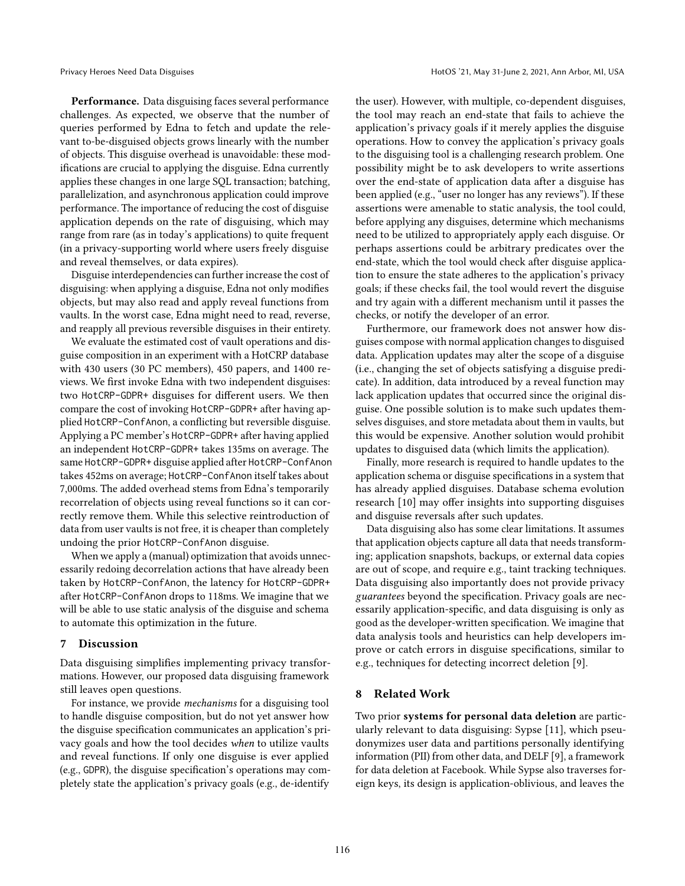**Performance.** Data disguising faces several performance challenges. As expected, we observe that the number of queries performed by Edna to fetch and update the relevant to-be-disguised objects grows linearly with the number of objects. This disguise overhead is unavoidable: these modifications are crucial to applying the disguise. Edna currently applies these changes in one large SQL transaction; batching, parallelization, and asynchronous application could improve performance. The importance of reducing the cost of disguise application depends on the rate of disguising, which may range from rare (as in today's applications) to quite frequent (in a privacy-supporting world where users freely disguise and reveal themselves, or data expires).

Disguise interdependencies can further increase the cost of disguising: when applying a disguise, Edna not only modifies objects, but may also read and apply reveal functions from vaults. In the worst case, Edna might need to read, reverse, and reapply all previous reversible disguises in their entirety.

We evaluate the estimated cost of vault operations and disguise composition in an experiment with a HotCRP database with 430 users (30 PC members), 450 papers, and 1400 reviews. We first invoke Edna with two independent disguises: two HotCRP-GDPR+ disguises for different users. We then compare the cost of invoking HotCRP-GDPR+ after having applied HotCRP-ConfAnon, a conflicting but reversible disguise. Applying a PC member's HotCRP-GDPR+ after having applied an independent HotCRP-GDPR+ takes 135ms on average. The same HotCRP-GDPR+ disguise applied after HotCRP-ConfAnon takes 452ms on average; HotCRP-ConfAnon itself takes about 7,000ms. The added overhead stems from Edna's temporarily recorrelation of objects using reveal functions so it can correctly remove them. While this selective reintroduction of data from user vaults is not free, it is cheaper than completely undoing the prior HotCRP-ConfAnon disguise.

When we apply a (manual) optimization that avoids unnecessarily redoing decorrelation actions that have already been taken by HotCRP-ConfAnon, the latency for HotCRP-GDPR+ after HotCRP-ConfAnon drops to 118ms. We imagine that we will be able to use static analysis of the disguise and schema to automate this optimization in the future.

## 7 Discussion

Data disguising simplifies implementing privacy transformations. However, our proposed data disguising framework still leaves open questions.

For instance, we provide *mechanisms* for a disguising tool to handle disguise composition, but do not yet answer how the disguise specification communicates an application's privacy goals and how the tool decides *when* to utilize vaults and reveal functions. If only one disguise is ever applied (e.g., GDPR), the disguise specification's operations may completely state the application's privacy goals (e.g., de-identify the user). However, with multiple, co-dependent disguises, the tool may reach an end-state that fails to achieve the application's privacy goals if it merely applies the disguise operations. How to convey the application's privacy goals to the disguising tool is a challenging research problem. One possibility might be to ask developers to write assertions over the end-state of application data after a disguise has been applied (e.g., "user no longer has any reviews"). If these assertions were amenable to static analysis, the tool could, before applying any disguises, determine which mechanisms need to be utilized to appropriately apply each disguise. Or perhaps assertions could be arbitrary predicates over the end-state, which the tool would check after disguise application to ensure the state adheres to the application's privacy goals; if these checks fail, the tool would revert the disguise and try again with a different mechanism until it passes the checks, or notify the developer of an error.

Furthermore, our framework does not answer how disguises compose with normal application changes to disguised data. Application updates may alter the scope of a disguise (i.e., changing the set of objects satisfying a disguise predicate). In addition, data introduced by a reveal function may lack application updates that occurred since the original disguise. One possible solution is to make such updates themselves disguises, and store metadata about them in vaults, but this would be expensive. Another solution would prohibit updates to disguised data (which limits the application).

Finally, more research is required to handle updates to the application schema or disguise specifications in a system that has already applied disguises. Database schema evolution research [10] may offer insights into supporting disguises and disguise reversals after such updates.

Data disguising also has some clear limitations. It assumes that application objects capture all data that needs transforming; application snapshots, backups, or external data copies are out of scope, and require e.g., taint tracking techniques. Data disguising also importantly does not provide privacy *guarantees* beyond the specification. Privacy goals are necessarily application-specific, and data disguising is only as good as the developer-written specification. We imagine that data analysis tools and heuristics can help developers improve or catch errors in disguise specifications, similar to e.g., techniques for detecting incorrect deletion [9].

## 8 Related Work

Two prior **systems for personal data deletion** are particularly relevant to data disguising: Sypse [11], which pseudonymizes user data and partitions personally identifying information (PII) from other data, and DELF [9], a framework for data deletion at Facebook. While Sypse also traverses foreign keys, its design is application-oblivious, and leaves the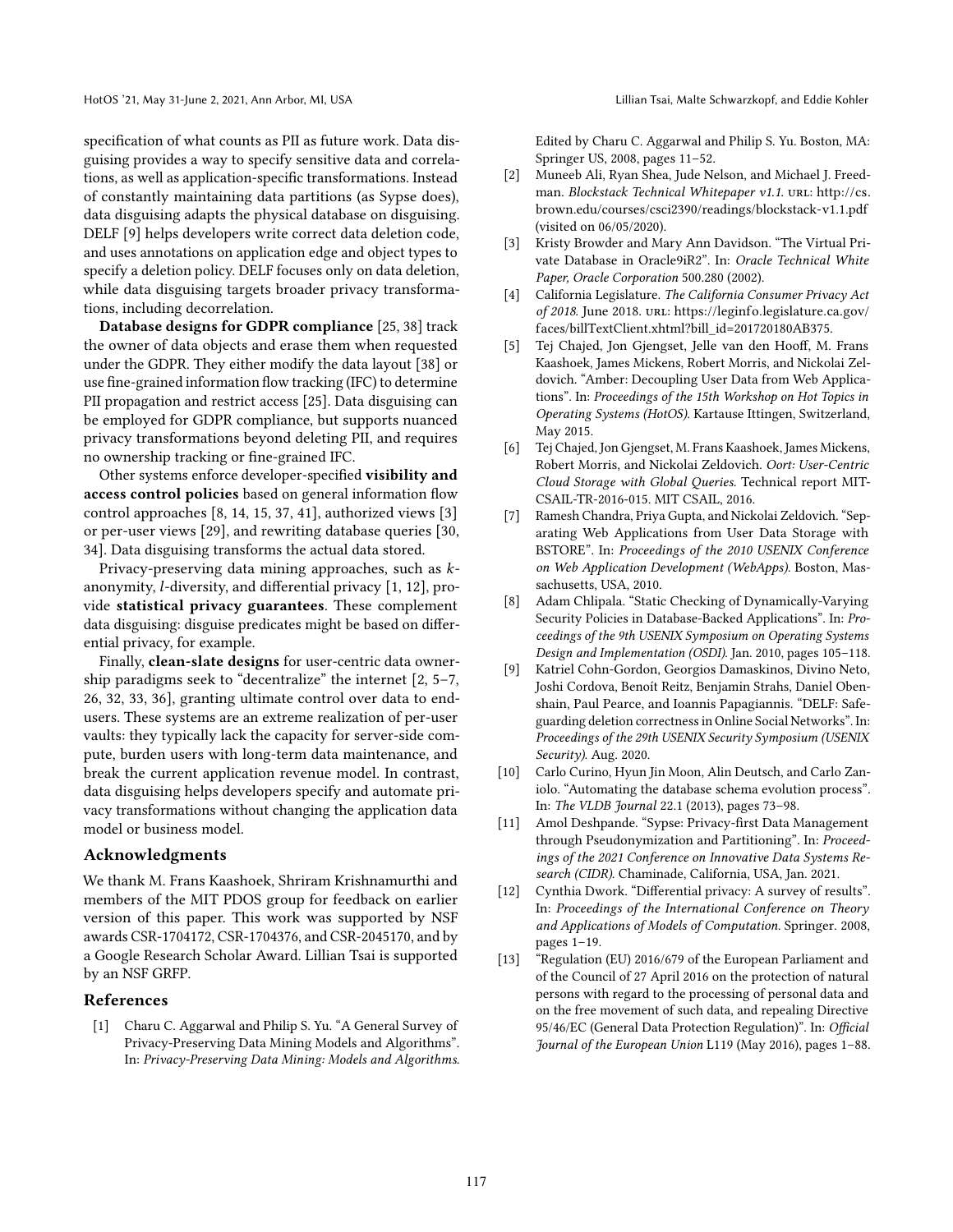specification of what counts as PII as future work. Data disguising provides a way to specify sensitive data and correlations, as well as application-specific transformations. Instead of constantly maintaining data partitions (as Sypse does), data disguising adapts the physical database on disguising. DELF [9] helps developers write correct data deletion code, and uses annotations on application edge and object types to specify a deletion policy. DELF focuses only on data deletion, while data disguising targets broader privacy transformations, including decorrelation.

**Database designs for GDPR compliance** [25, 38] track the owner of data objects and erase them when requested under the GDPR. They either modify the data layout [38] or use fine-grained information flow tracking (IFC) to determine PII propagation and restrict access [25]. Data disguising can be employed for GDPR compliance, but supports nuanced privacy transformations beyond deleting PII, and requires no ownership tracking or fine-grained IFC.

Other systems enforce developer-specified **visibility and access control policies** based on general information flow control approaches [8, 14, 15, 37, 41], authorized views [3] or per-user views [29], and rewriting database queries [30, 34]. Data disguising transforms the actual data stored.

Privacy-preserving data mining approaches, such as $k$-anonymity, $l$-diversity, and differential privacy [1, 12], provide **statistical privacy guarantees**. These complement data disguising: disguise predicates might be based on differential privacy, for example.

Finally, **clean-slate designs** for user-centric data ownership paradigms seek to "decentralize" the internet [2, 5–7, 26, 32, 33, 36], granting ultimate control over data to end-users. These systems are an extreme realization of per-user vaults: they typically lack the capacity for server-side compute, burden users with long-term data maintenance, and break the current application revenue model. In contrast, data disguising helps developers specify and automate privacy transformations without changing the application data model or business model.

## Acknowledgments

We thank M. Frans Kaashoek, Shriram Krishnamurthi and members of the MIT PDOS group for feedback on earlier version of this paper. This work was supported by NSF awards CSR-1704172, CSR-1704376, and CSR-2045170, and by a Google Research Scholar Award. Lillian Tsai is supported by an NSF GRFP.

## References

[1] Charu C. Aggarwal and Philip S. Yu. "A General Survey of Privacy-Preserving Data Mining Models and Algorithms". In: *Privacy-Preserving Data Mining: Models and Algorithms*. Edited by Charu C. Aggarwal and Philip S. Yu. Boston, MA: Springer US, 2008, pages 11–52.

[2] Muneeb Ali, Ryan Shea, Jude Nelson, and Michael J. Freedman. *Blockstack Technical Whitepaper v1.1*. URL: http://cs.brown.edu/courses/csci2390/readings/blockstack-v1.1.pdf (visited on 06/05/2020).

[3] Kristy Browder and Mary Ann Davidson. "The Virtual Private Database in Oracle9iR2". In: *Oracle Technical White Paper, Oracle Corporation* 500.280 (2002).

[4] California Legislature. *The California Consumer Privacy Act of 2018*. June 2018. URL: https://leginfo.legislature.ca.gov/faces/billTextClient.xhtml?bill_id=201720180AB375.

[5] Tej Chajed, Jon Gjengset, Jelle van den Hooff, M. Frans Kaashoek, James Mickens, Robert Morris, and Nickolai Zeldovich. "Amber: Decoupling User Data from Web Applications". In: *Proceedings of the 15th Workshop on Hot Topics in Operating Systems (HotOS)*. Kartause Ittingen, Switzerland, May 2015.

[6] Tej Chajed, Jon Gjengset, M. Frans Kaashoek, James Mickens, Robert Morris, and Nickolai Zeldovich. *Oort: User-Centric Cloud Storage with Global Queries*. Technical report MIT-CSAIL-TR-2016-015. MIT CSAIL, 2016.

[7] Ramesh Chandra, Priya Gupta, and Nickolai Zeldovich. "Separating Web Applications from User Data Storage with BSTORE". In: *Proceedings of the 2010 USENIX Conference on Web Application Development (WebApps)*. Boston, Massachusetts, USA, 2010.

[8] Adam Chlipala. "Static Checking of Dynamically-Varying Security Policies in Database-Backed Applications". In: *Proceedings of the 9th USENIX Symposium on Operating Systems Design and Implementation (OSDI)*. Jan. 2010, pages 105–118.

[9] Katriel Cohn-Gordon, Georgios Damaskinos, Divino Neto, Joshi Cordova, Benoít Reitz, Benjamin Strahs, Daniel Obenshain, Paul Pearce, and Ioannis Papagiannis. "DELF: Safeguarding deletion correctness in Online Social Networks". In: *Proceedings of the 29th USENIX Security Symposium (USENIX Security)*. Aug. 2020.

[10] Carlo Curino, Hyun Jin Moon, Alin Deutsch, and Carlo Zaniolo. "Automating the database schema evolution process". In: *The VLDB Journal* 22.1 (2013), pages 73–98.

[11] Amol Deshpande. "Sypse: Privacy-first Data Management through Pseudonymization and Partitioning". In: *Proceedings of the 2021 Conference on Innovative Data Systems Research (CIDR)*. Chaminade, California, USA, Jan. 2021.

[12] Cynthia Dwork. "Differential privacy: A survey of results". In: *Proceedings of the International Conference on Theory and Applications of Models of Computation*. Springer. 2008, pages 1–19.

[13] "Regulation (EU) 2016/679 of the European Parliament and of the Council of 27 April 2016 on the protection of natural persons with regard to the processing of personal data and on the free movement of such data, and repealing Directive 95/46/EC (General Data Protection Regulation)". In: *Official Journal of the European Union* L119 (May 2016), pages 1–88.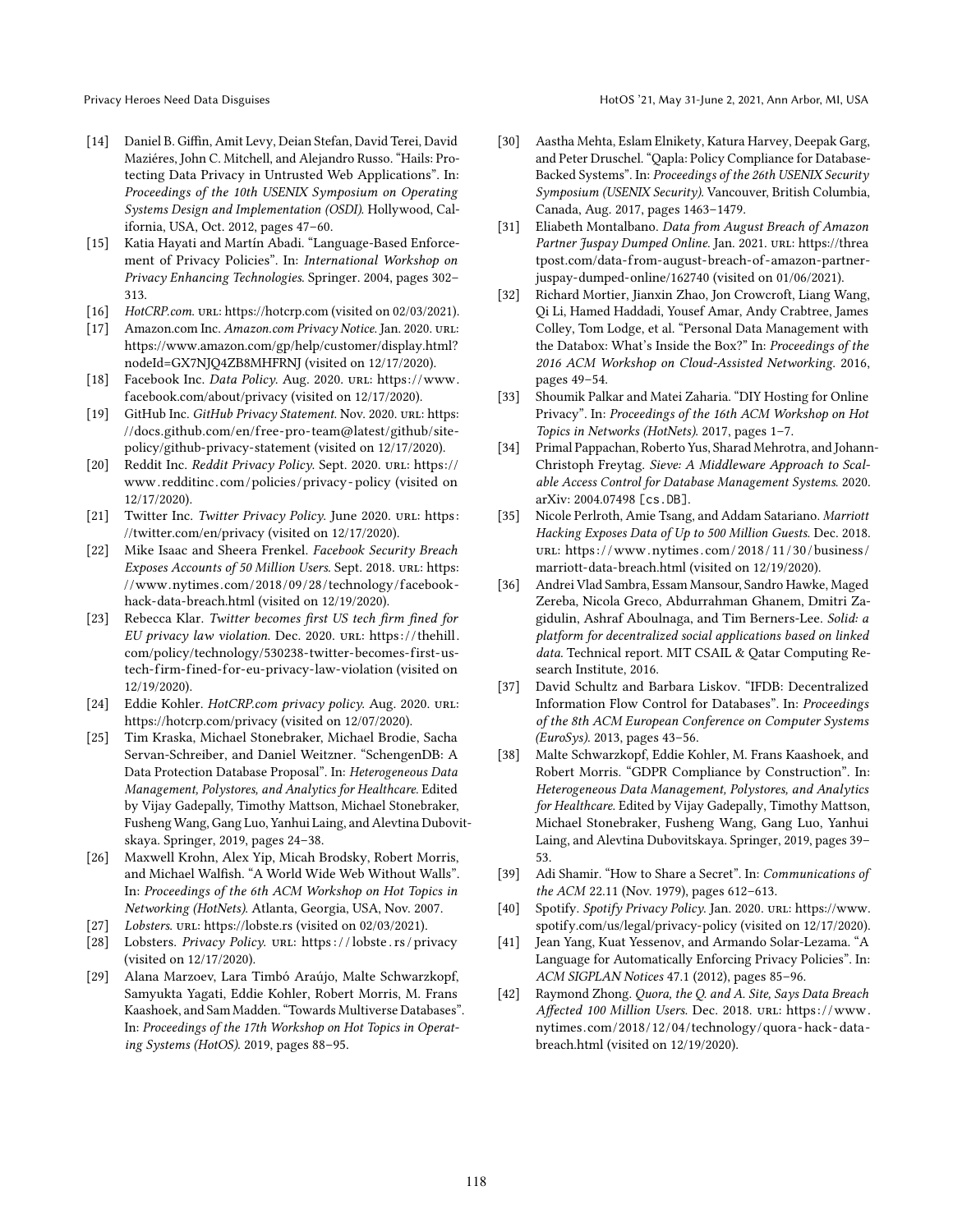- [14] Daniel B. Giffin, Amit Levy, Deian Stefan, David Terei, David Maziéres, John C. Mitchell, and Alejandro Russo. "Hails: Protecting Data Privacy in Untrusted Web Applications". In: *Proceedings of the 10th USENIX Symposium on Operating Systems Design and Implementation (OSDI)*. Hollywood, California, USA, Oct. 2012, pages 47–60.
- [15] Katia Hayati and Martín Abadi. "Language-Based Enforcement of Privacy Policies". In: *International Workshop on Privacy Enhancing Technologies*. Springer. 2004, pages 302–313.
- [16] *HotCRP.com*. URL: https://hotcrp.com (visited on 02/03/2021).
- [17] Amazon.com Inc. *Amazon.com Privacy Notice*. Jan. 2020. URL: https://www.amazon.com/gp/help/customer/display.html?nodeId=GX7NJQ4ZB8MHFRNJ (visited on 12/17/2020).
- [18] Facebook Inc. *Data Policy*. Aug. 2020. URL: https://www.facebook.com/about/privacy (visited on 12/17/2020).
- [19] GitHub Inc. *GitHub Privacy Statement*. Nov. 2020. URL: https://docs.github.com/en/free-pro-team@latest/github/site-policy/github-privacy-statement (visited on 12/17/2020).
- [20] Reddit Inc. *Reddit Privacy Policy*. Sept. 2020. URL: https://www.redditinc.com/policies/privacy-policy (visited on 12/17/2020).
- [21] Twitter Inc. *Twitter Privacy Policy*. June 2020. URL: https://twitter.com/en/privacy (visited on 12/17/2020).
- [22] Mike Isaac and Sheera Frenkel. *Facebook Security Breach Exposes Accounts of 50 Million Users*. Sept. 2018. URL: https://www.nytimes.com/2018/09/28/technology/facebook-hack-data-breach.html (visited on 12/19/2020).
- [23] Rebecca Klar. *Twitter becomes first US tech firm fined for EU privacy law violation*. Dec. 2020. URL: https://thehill.com/policy/technology/530238-twitter-becomes-first-us-tech-firm-fined-for-eu-privacy-law-violation (visited on 12/19/2020).
- [24] Eddie Kohler. *HotCRP.com privacy policy*. Aug. 2020. URL: https://hotcrp.com/privacy (visited on 12/07/2020).
- [25] Tim Kraska, Michael Stonebraker, Michael Brodie, Sacha Servan-Schreiber, and Daniel Weitzner. "SchengenDB: A Data Protection Database Proposal". In: *Heterogeneous Data Management, Polystores, and Analytics for Healthcare*. Edited by Vijay Gadepally, Timothy Mattson, Michael Stonebraker, Fusheng Wang, Gang Luo, Yanhui Laing, and Alevtina Dubovitskaya. Springer, 2019, pages 24–38.
- [26] Maxwell Krohn, Alex Yip, Micah Brodsky, Robert Morris, and Michael Walfish. "A World Wide Web Without Walls". In: *Proceedings of the 6th ACM Workshop on Hot Topics in Networking (HotNets)*. Atlanta, Georgia, USA, Nov. 2007.
- [27] *Lobsters*. URL: https://lobste.rs (visited on 02/03/2021).
- [28] Lobsters. *Privacy Policy*. URL: https://lobste.rs/privacy (visited on 12/17/2020).
- [29] Alana Marzoev, Lara Timbó Araújo, Malte Schwarzkopf, Samyukta Yagati, Eddie Kohler, Robert Morris, M. Frans Kaashoek, and Sam Madden. "Towards Multiverse Databases". In: *Proceedings of the 17th Workshop on Hot Topics in Operating Systems (HotOS)*. 2019, pages 88–95.
- [30] Aastha Mehta, Eslam Elnikety, Katura Harvey, Deepak Garg, and Peter Druschel. "Qapla: Policy Compliance for Database-Backed Systems". In: *Proceedings of the 26th USENIX Security Symposium (USENIX Security)*. Vancouver, British Columbia, Canada, Aug. 2017, pages 1463–1479.
- [31] Eliabeth Montalbano. *Data from August Breach of Amazon Partner Juspay Dumped Online*. Jan. 2021. URL: https://threatpost.com/data-from-august-breach-of-amazon-partner-juspay-dumped-online/162740 (visited on 01/06/2021).
- [32] Richard Mortier, Jianxin Zhao, Jon Crowcroft, Liang Wang, Qi Li, Hamed Haddadi, Yousef Amar, Andy Crabtree, James Colley, Tom Lodge, et al. "Personal Data Management with the Databox: What's Inside the Box?" In: *Proceedings of the 2016 ACM Workshop on Cloud-Assisted Networking*. 2016, pages 49–54.
- [33] Shoumik Palkar and Matei Zaharia. "DIY Hosting for Online Privacy". In: *Proceedings of the 16th ACM Workshop on Hot Topics in Networks (HotNets)*. 2017, pages 1–7.
- [34] Primal Pappachan, Roberto Yus, Sharad Mehrotra, and Johann-Christoph Freytag. *Sieve: A Middleware Approach to Scalable Access Control for Database Management Systems*. 2020. arXiv: 2004.07498 [cs.DB].
- [35] Nicole Perlroth, Amie Tsang, and Addam Satariano. *Marriott Hacking Exposes Data of Up to 500 Million Guests*. Dec. 2018. URL: https://www.nytimes.com/2018/11/30/business/marriott-data-breach.html (visited on 12/19/2020).
- [36] Andrei Vlad Sambra, Essam Mansour, Sandro Hawke, Maged Zereba, Nicola Greco, Abdurrahman Ghanem, Dmitri Zagidulin, Ashraf Aboulnaga, and Tim Berners-Lee. *Solid: a platform for decentralized social applications based on linked data*. Technical report. MIT CSAIL & Qatar Computing Research Institute, 2016.
- [37] David Schultz and Barbara Liskov. "IFDB: Decentralized Information Flow Control for Databases". In: *Proceedings of the 8th ACM European Conference on Computer Systems (EuroSys)*. 2013, pages 43–56.
- [38] Malte Schwarzkopf, Eddie Kohler, M. Frans Kaashoek, and Robert Morris. "GDPR Compliance by Construction". In: *Heterogeneous Data Management, Polystores, and Analytics for Healthcare*. Edited by Vijay Gadepally, Timothy Mattson, Michael Stonebraker, Fusheng Wang, Gang Luo, Yanhui Laing, and Alevtina Dubovitskaya. Springer, 2019, pages 39–53.
- [39] Adi Shamir. "How to Share a Secret". In: *Communications of the ACM* 22.11 (Nov. 1979), pages 612–613.
- [40] Spotify. *Spotify Privacy Policy*. Jan. 2020. URL: https://www.spotify.com/us/legal/privacy-policy (visited on 12/17/2020).
- [41] Jean Yang, Kuat Yessenov, and Armando Solar-Lezama. "A Language for Automatically Enforcing Privacy Policies". In: *ACM SIGPLAN Notices* 47.1 (2012), pages 85–96.
- [42] Raymond Zhong. *Quora, the Q. and A. Site, Says Data Breach Affected 100 Million Users*. Dec. 2018. URL: https://www.nytimes.com/2018/12/04/technology/quora-hack-data-breach.html (visited on 12/19/2020).